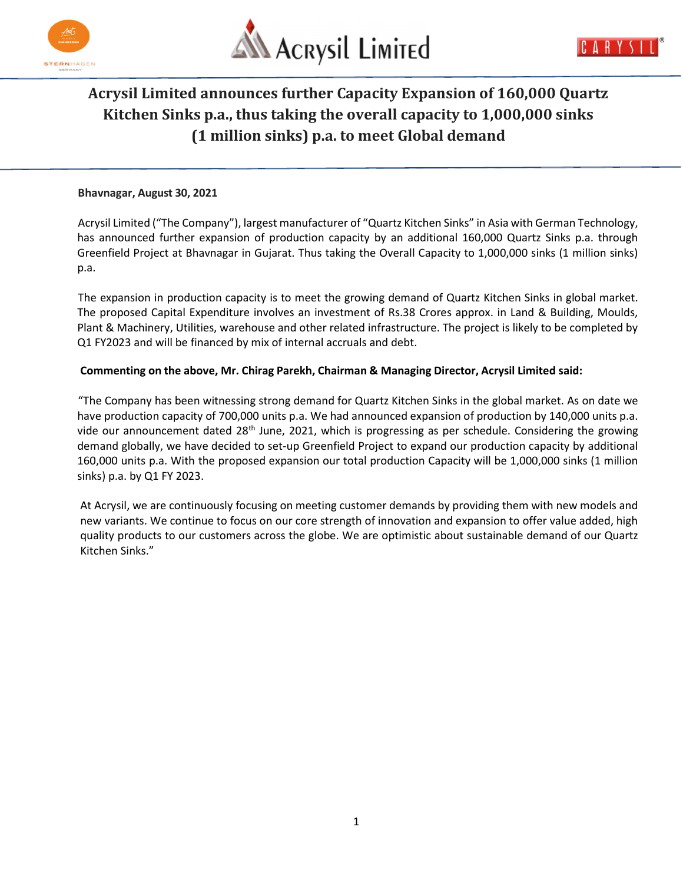# Acrysil Limited announces further Capacity Expansion of 160,000 Quartz Kitchen Sinks p.a., thus taking the overall capacity to 1,000,000 sinks (1 million sinks) p.a. to meet Global demand

**Bhavnagar, August 30, 2021**

Acrysil Limited ("The Company"), largest manufacturer of "Quartz Kitchen Sinks" in Asia with German Technology, has announced further expansion of production capacity by an additional 160,000 Quartz Sinks p.a. through Greenfield Project at Bhavnagar in Gujarat. Thus taking the Overall Capacity to 1,000,000 sinks (1 million sinks) p.a.

The expansion in production capacity is to meet the growing demand of Quartz Kitchen Sinks in global market. The proposed Capital Expenditure involves an investment of Rs.38 Crores approx. in Land & Building, Moulds, Plant & Machinery, Utilities, warehouse and other related infrastructure. The project is likely to be completed by Q1 FY2023 and will be financed by mix of internal accruals and debt.

**Commenting on the above, Mr. Chirag Parekh, Chairman & Managing Director, Acrysil Limited said:**

"The Company has been witnessing strong demand for Quartz Kitchen Sinks in the global market. As on date we have production capacity of 700,000 units p.a. We had announced expansion of production by 140,000 units p.a. vide our announcement dated 28th June, 2021, which is progressing as per schedule. Considering the growing demand globally, we have decided to set-up Greenfield Project to expand our production capacity by additional 160,000 units p.a. With the proposed expansion our total production Capacity will be 1,000,000 sinks (1 million sinks) p.a. by Q1 FY 2023.

At Acrysil, we are continuously focusing on meeting customer demands by providing them with new models and new variants. We continue to focus on our core strength of innovation and expansion to offer value added, high quality products to our customers across the globe. We are optimistic about sustainable demand of our Quartz Kitchen Sinks."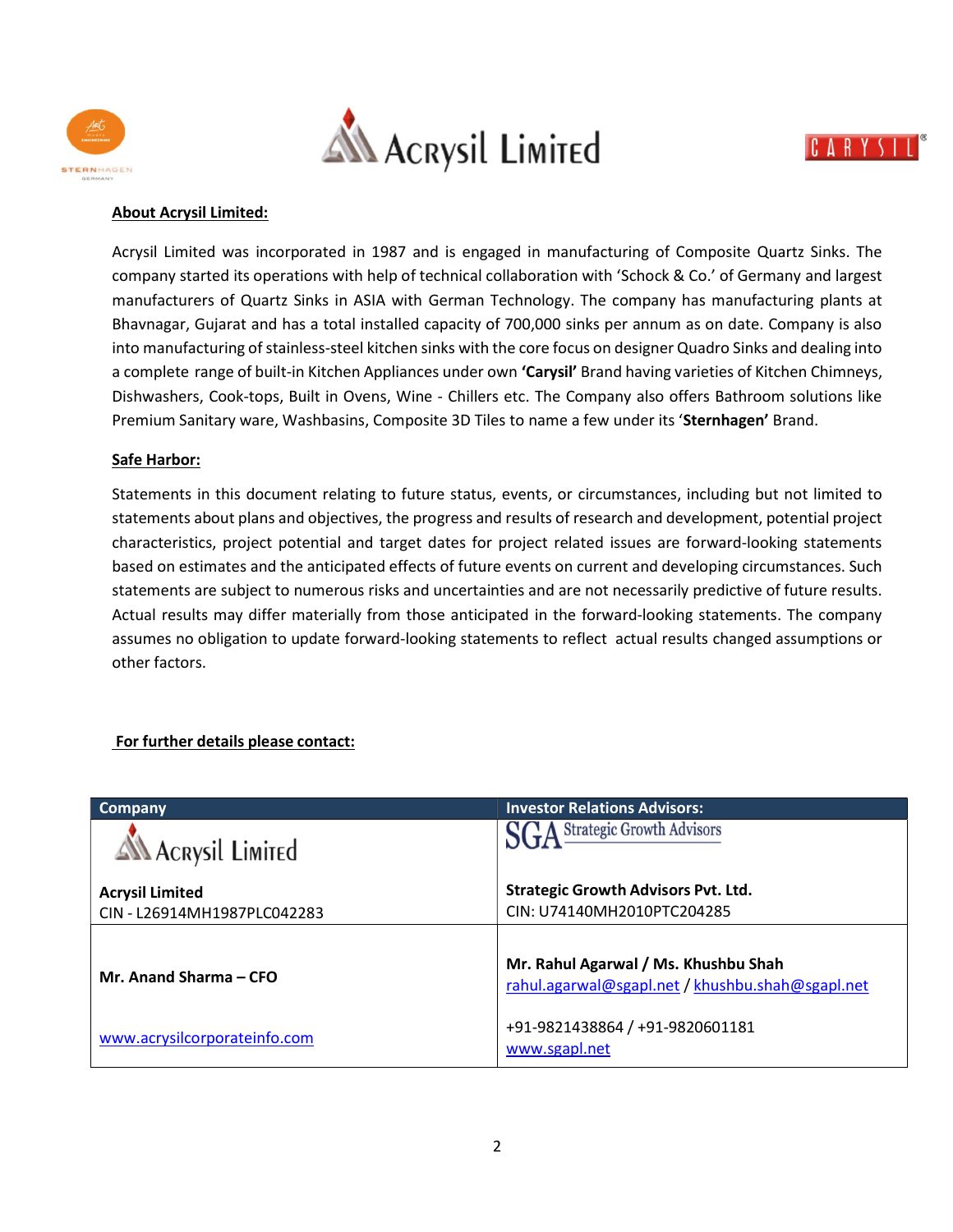**About Acrysil Limited:**

Acrysil Limited was incorporated in 1987 and is engaged in manufacturing of Composite Quartz Sinks. The company started its operations with help of technical collaboration with 'Schock & Co.' of Germany and largest manufacturers of Quartz Sinks in ASIA with German Technology. The company has manufacturing plants at Bhavnagar, Gujarat and has a total installed capacity of 700,000 sinks per annum as on date. Company is also into manufacturing of stainless-steel kitchen sinks with the core focus on designer Quadro Sinks and dealing into a complete range of built-in Kitchen Appliances under own **'Carysil'** Brand having varieties of Kitchen Chimneys, Dishwashers, Cook-tops, Built in Ovens, Wine - Chillers etc. The Company also offers Bathroom solutions like Premium Sanitary ware, Washbasins, Composite 3D Tiles to name a few under its '**Sternhagen'** Brand.

**Safe Harbor:**

Statements in this document relating to future status, events, or circumstances, including but not limited to statements about plans and objectives, the progress and results of research and development, potential project characteristics, project potential and target dates for project related issues are forward-looking statements based on estimates and the anticipated effects of future events on current and developing circumstances. Such statements are subject to numerous risks and uncertainties and are not necessarily predictive of future results. Actual results may differ materially from those anticipated in the forward-looking statements. The company assumes no obligation to update forward-looking statements to reflect actual results changed assumptions or other factors.

**For further details please contact:**

| Company | Investor Relations Advisors: |
|---|---|
| Acrysil Limited | SGA Strategic Growth Advisors |
| **Acrysil Limited**<br>CIN - L26914MH1987PLC042283 | **Strategic Growth Advisors Pvt. Ltd.**<br>CIN: U74140MH2010PTC204285 |
| **Mr. Anand Sharma – CFO**<br><br>www.acrysilcorporateinfo.com | **Mr. Rahul Agarwal / Ms. Khushbu Shah**<br>rahul.agarwal@sgapl.net / khushbu.shah@sgapl.net<br><br>+91-9821438864 / +91-9820601181<br>www.sgapl.net |